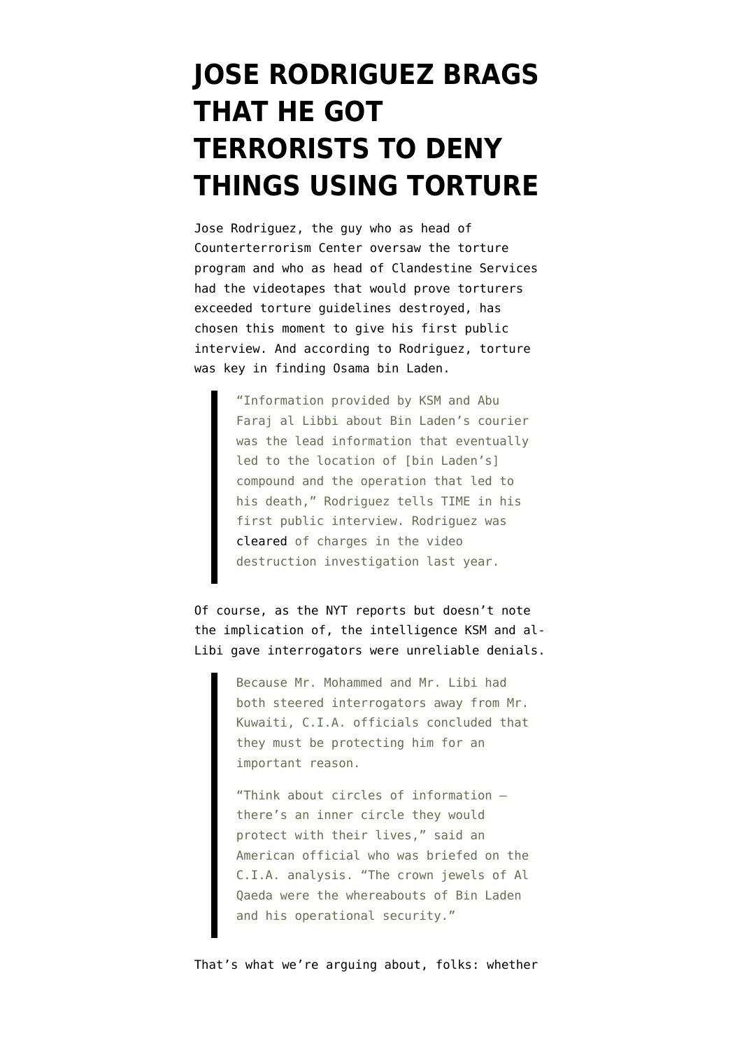# JOSE RODRIGUEZ BRAGS THAT HE GOT TERRORISTS TO DENY THINGS USING TORTURE

Jose Rodriguez, the guy who as head of Counterterrorism Center oversaw the torture program and who as head of Clandestine Services had the videotapes that would prove torturers exceeded torture guidelines destroyed, has chosen this moment to give his first public interview. And according to Rodriguez, torture was key in finding Osama bin Laden.

> "Information provided by KSM and Abu Faraj al Libbi about Bin Laden's courier was the lead information that eventually led to the location of [bin Laden's] compound and the operation that led to his death," Rodriguez tells TIME in his first public interview. Rodriguez was cleared of charges in the video destruction investigation last year.

Of course, as the NYT reports but doesn't note the implication of, the intelligence KSM and al-Libi gave interrogators were unreliable denials.

> Because Mr. Mohammed and Mr. Libi had both steered interrogators away from Mr. Kuwaiti, C.I.A. officials concluded that they must be protecting him for an important reason.
>
> "Think about circles of information — there's an inner circle they would protect with their lives," said an American official who was briefed on the C.I.A. analysis. "The crown jewels of Al Qaeda were the whereabouts of Bin Laden and his operational security."

That's what we're arguing about, folks: whether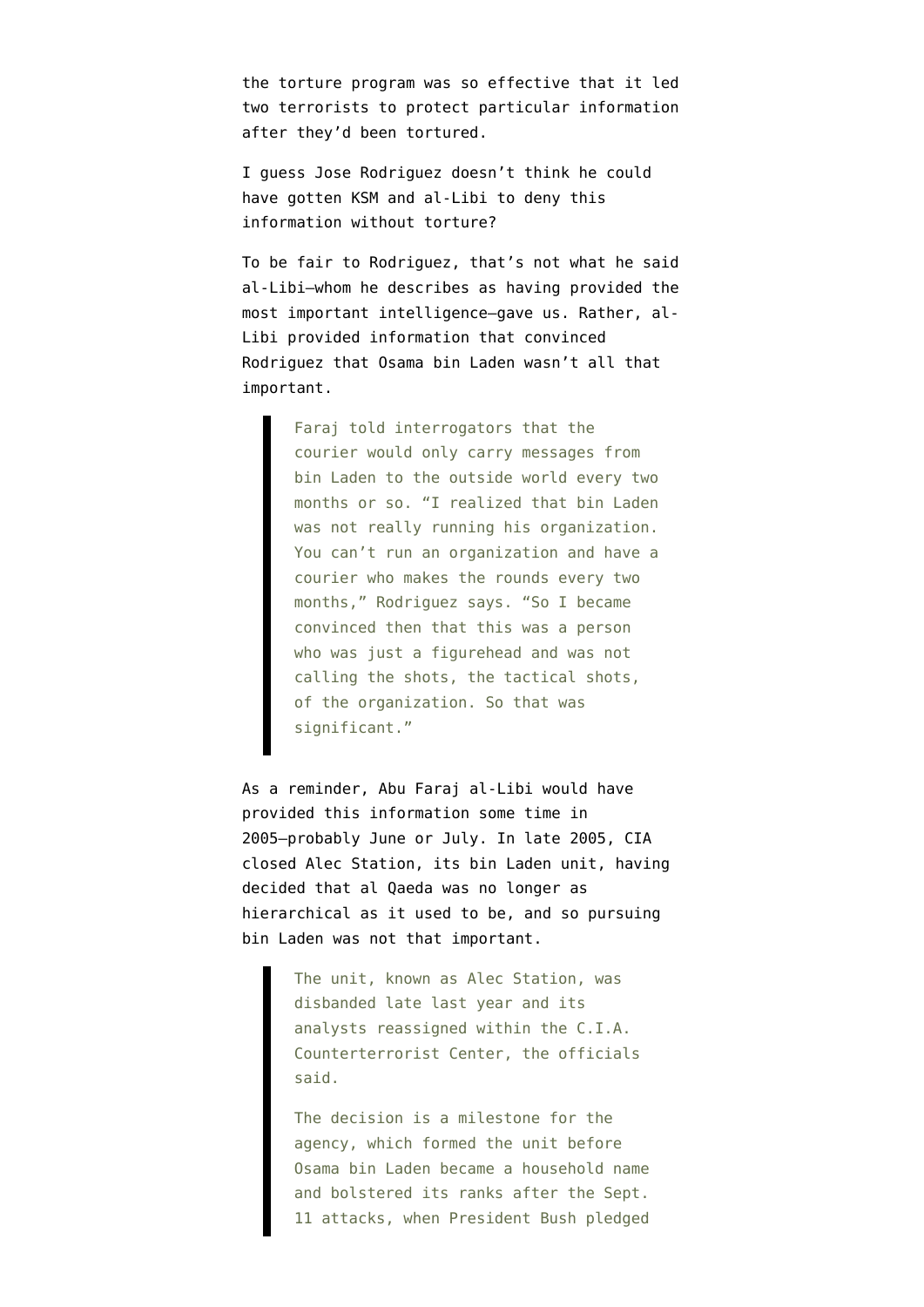the torture program was so effective that it led two terrorists to protect particular information after they'd been tortured.

I guess Jose Rodriguez doesn't think he could have gotten KSM and al-Libi to deny this information without torture?

To be fair to Rodriguez, that's not what he said al-Libi—whom he describes as having provided the most important intelligence—gave us. Rather, al-Libi provided information that convinced Rodriguez that Osama bin Laden wasn't all that important.

> Faraj told interrogators that the courier would only carry messages from bin Laden to the outside world every two months or so. "I realized that bin Laden was not really running his organization. You can't run an organization and have a courier who makes the rounds every two months," Rodriguez says. "So I became convinced then that this was a person who was just a figurehead and was not calling the shots, the tactical shots, of the organization. So that was significant."

As a reminder, Abu Faraj al-Libi would have provided this information some time in 2005—probably June or July. In late 2005, CIA closed Alec Station, its bin Laden unit, having decided that al Qaeda was no longer as hierarchical as it used to be, and so pursuing bin Laden was not that important.

> The unit, known as Alec Station, was disbanded late last year and its analysts reassigned within the C.I.A. Counterterrorist Center, the officials said.
>
> The decision is a milestone for the agency, which formed the unit before Osama bin Laden became a household name and bolstered its ranks after the Sept. 11 attacks, when President Bush pledged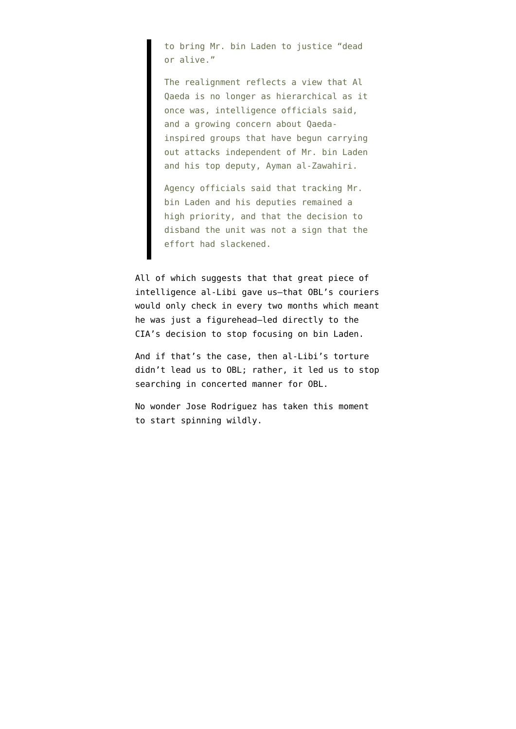> to bring Mr. bin Laden to justice "dead or alive."
>
> The realignment reflects a view that Al Qaeda is no longer as hierarchical as it once was, intelligence officials said, and a growing concern about Qaeda-inspired groups that have begun carrying out attacks independent of Mr. bin Laden and his top deputy, Ayman al-Zawahiri.
>
> Agency officials said that tracking Mr. bin Laden and his deputies remained a high priority, and that the decision to disband the unit was not a sign that the effort had slackened.

All of which suggests that that great piece of intelligence al-Libi gave us–that OBL's couriers would only check in every two months which meant he was just a figurehead–led directly to the CIA's decision to stop focusing on bin Laden.

And if that's the case, then al-Libi's torture didn't lead us to OBL; rather, it led us to stop searching in concerted manner for OBL.

No wonder Jose Rodriguez has taken this moment to start spinning wildly.